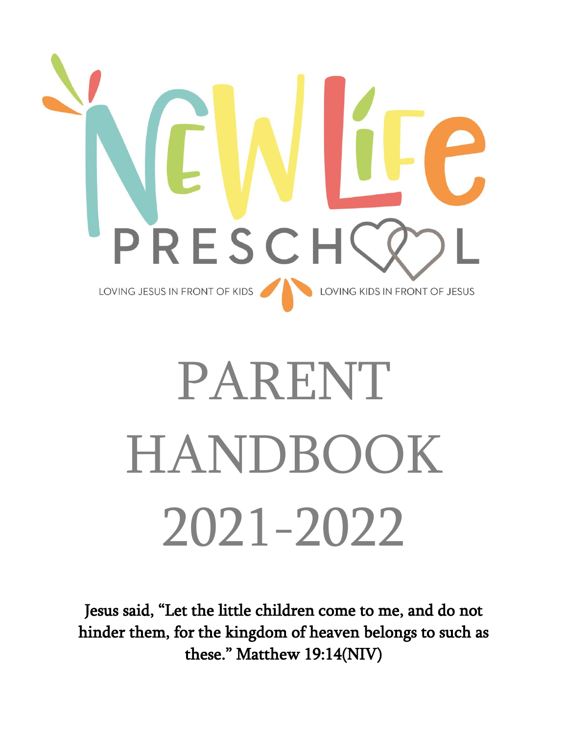# NEW LIFE PRESCHOOL

LOVING JESUS IN FRONT OF KIDS — LOVING KIDS IN FRONT OF JESUS

# PARENT HANDBOOK 2021-2022

**Jesus said, "Let the little children come to me, and do not hinder them, for the kingdom of heaven belongs to such as these." Matthew 19:14(NIV)**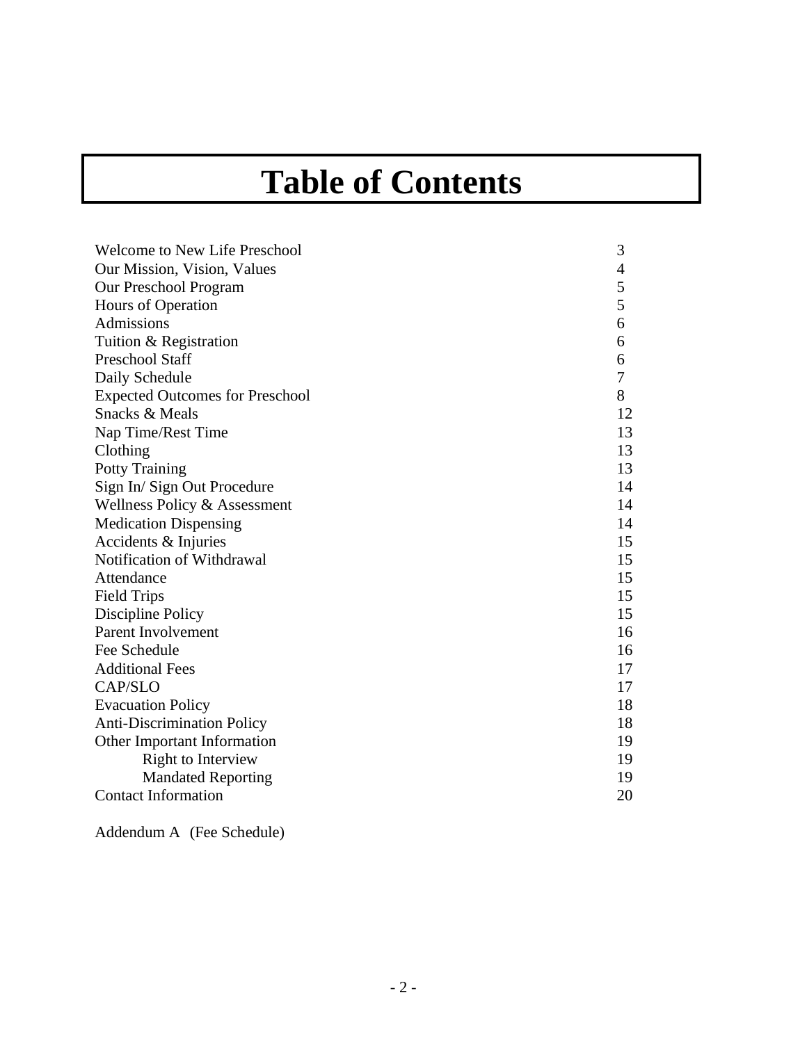# Table of Contents

| | |
|---|---|
| Welcome to New Life Preschool | 3 |
| Our Mission, Vision, Values | 4 |
| Our Preschool Program | 5 |
| Hours of Operation | 5 |
| Admissions | 6 |
| Tuition & Registration | 6 |
| Preschool Staff | 6 |
| Daily Schedule | 7 |
| Expected Outcomes for Preschool | 8 |
| Snacks & Meals | 12 |
| Nap Time/Rest Time | 13 |
| Clothing | 13 |
| Potty Training | 13 |
| Sign In/ Sign Out Procedure | 14 |
| Wellness Policy & Assessment | 14 |
| Medication Dispensing | 14 |
| Accidents & Injuries | 15 |
| Notification of Withdrawal | 15 |
| Attendance | 15 |
| Field Trips | 15 |
| Discipline Policy | 15 |
| Parent Involvement | 16 |
| Fee Schedule | 16 |
| Additional Fees | 17 |
| CAP/SLO | 17 |
| Evacuation Policy | 18 |
| Anti-Discrimination Policy | 18 |
| Other Important Information | 19 |
| Right to Interview | 19 |
| Mandated Reporting | 19 |
| Contact Information | 20 |

Addendum A (Fee Schedule)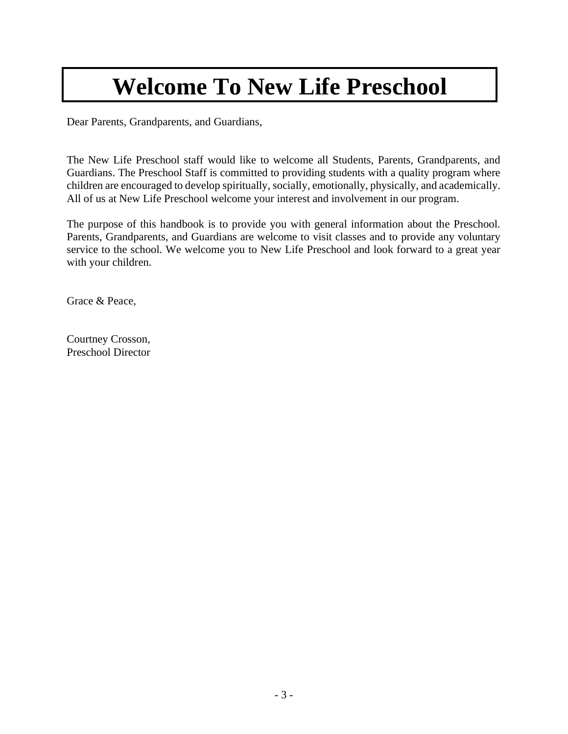# Welcome To New Life Preschool

Dear Parents, Grandparents, and Guardians,

The New Life Preschool staff would like to welcome all Students, Parents, Grandparents, and Guardians. The Preschool Staff is committed to providing students with a quality program where children are encouraged to develop spiritually, socially, emotionally, physically, and academically. All of us at New Life Preschool welcome your interest and involvement in our program.

The purpose of this handbook is to provide you with general information about the Preschool. Parents, Grandparents, and Guardians are welcome to visit classes and to provide any voluntary service to the school. We welcome you to New Life Preschool and look forward to a great year with your children.

Grace & Peace,

Courtney Crosson,
Preschool Director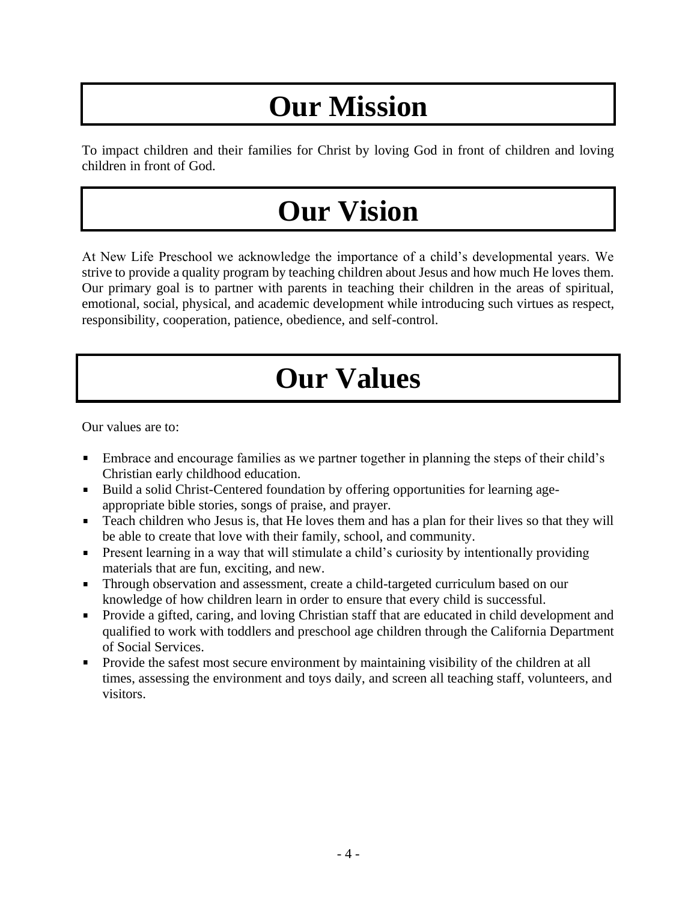# Our Mission

To impact children and their families for Christ by loving God in front of children and loving children in front of God.

# Our Vision

At New Life Preschool we acknowledge the importance of a child's developmental years. We strive to provide a quality program by teaching children about Jesus and how much He loves them. Our primary goal is to partner with parents in teaching their children in the areas of spiritual, emotional, social, physical, and academic development while introducing such virtues as respect, responsibility, cooperation, patience, obedience, and self-control.

# Our Values

Our values are to:

- Embrace and encourage families as we partner together in planning the steps of their child's Christian early childhood education.
- Build a solid Christ-Centered foundation by offering opportunities for learning age-appropriate bible stories, songs of praise, and prayer.
- Teach children who Jesus is, that He loves them and has a plan for their lives so that they will be able to create that love with their family, school, and community.
- Present learning in a way that will stimulate a child's curiosity by intentionally providing materials that are fun, exciting, and new.
- Through observation and assessment, create a child-targeted curriculum based on our knowledge of how children learn in order to ensure that every child is successful.
- Provide a gifted, caring, and loving Christian staff that are educated in child development and qualified to work with toddlers and preschool age children through the California Department of Social Services.
- Provide the safest most secure environment by maintaining visibility of the children at all times, assessing the environment and toys daily, and screen all teaching staff, volunteers, and visitors.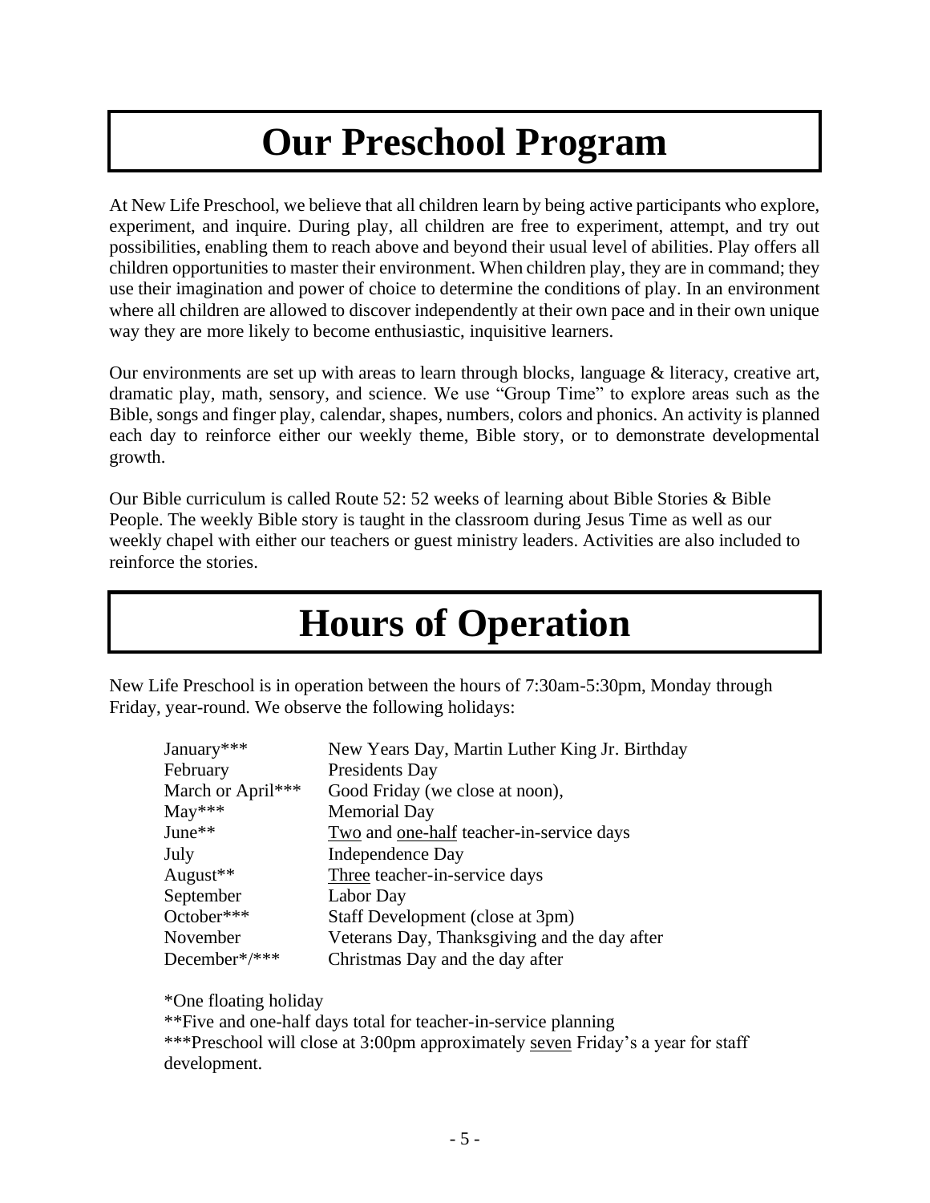# Our Preschool Program

At New Life Preschool, we believe that all children learn by being active participants who explore, experiment, and inquire. During play, all children are free to experiment, attempt, and try out possibilities, enabling them to reach above and beyond their usual level of abilities. Play offers all children opportunities to master their environment. When children play, they are in command; they use their imagination and power of choice to determine the conditions of play. In an environment where all children are allowed to discover independently at their own pace and in their own unique way they are more likely to become enthusiastic, inquisitive learners.

Our environments are set up with areas to learn through blocks, language & literacy, creative art, dramatic play, math, sensory, and science. We use "Group Time" to explore areas such as the Bible, songs and finger play, calendar, shapes, numbers, colors and phonics. An activity is planned each day to reinforce either our weekly theme, Bible story, or to demonstrate developmental growth.

Our Bible curriculum is called Route 52: 52 weeks of learning about Bible Stories & Bible People. The weekly Bible story is taught in the classroom during Jesus Time as well as our weekly chapel with either our teachers or guest ministry leaders. Activities are also included to reinforce the stories.

# Hours of Operation

New Life Preschool is in operation between the hours of 7:30am-5:30pm, Monday through Friday, year-round. We observe the following holidays:

| | |
|---|---|
| January*** | New Years Day, Martin Luther King Jr. Birthday |
| February | Presidents Day |
| March or April*** | Good Friday (we close at noon), |
| May*** | Memorial Day |
| June** | Two and one-half teacher-in-service days |
| July | Independence Day |
| August** | Three teacher-in-service days |
| September | Labor Day |
| October*** | Staff Development (close at 3pm) |
| November | Veterans Day, Thanksgiving and the day after |
| December*/*** | Christmas Day and the day after |

*One floating holiday

**Five and one-half days total for teacher-in-service planning

***Preschool will close at 3:00pm approximately seven Friday's a year for staff development.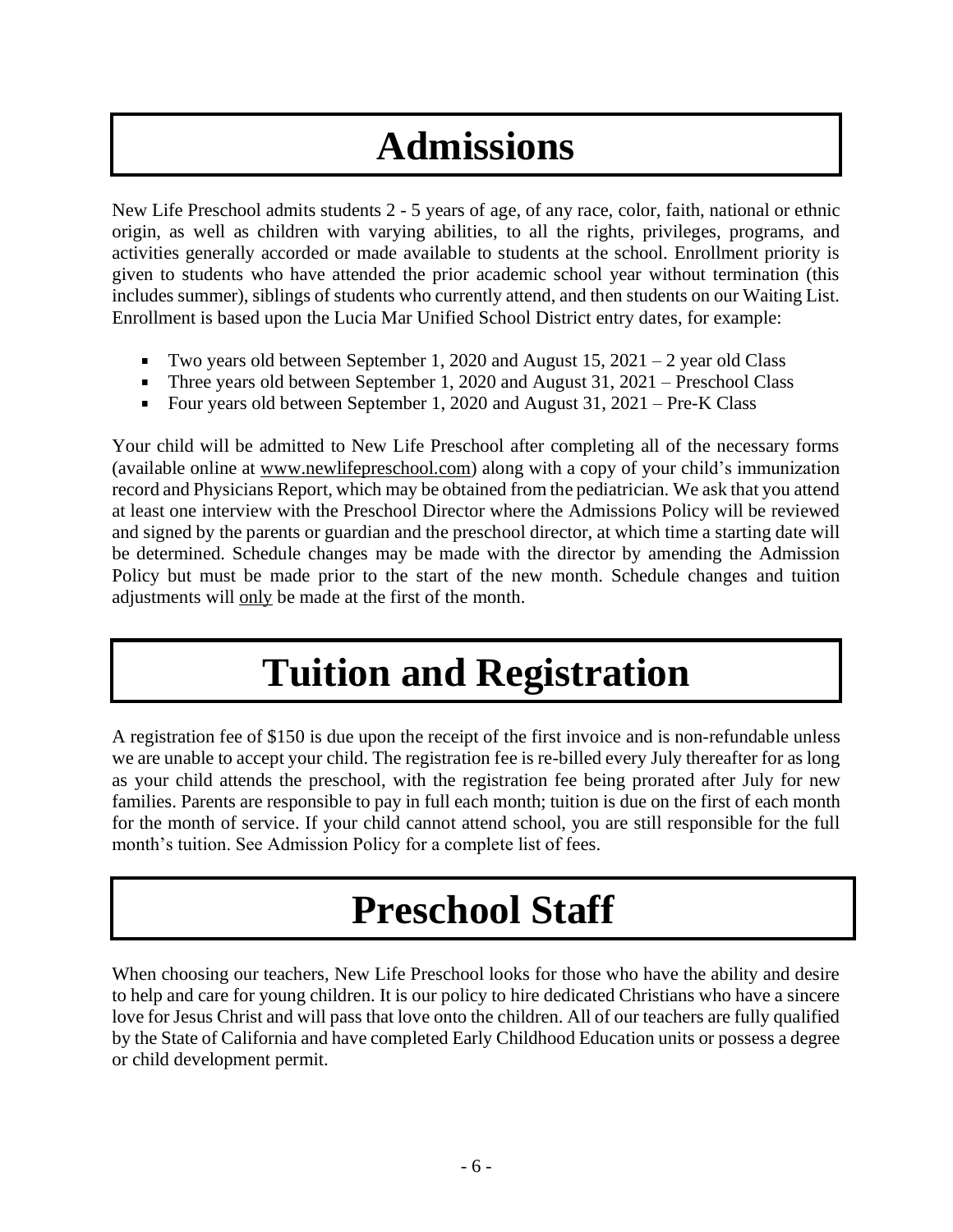# Admissions

New Life Preschool admits students 2 - 5 years of age, of any race, color, faith, national or ethnic origin, as well as children with varying abilities, to all the rights, privileges, programs, and activities generally accorded or made available to students at the school. Enrollment priority is given to students who have attended the prior academic school year without termination (this includes summer), siblings of students who currently attend, and then students on our Waiting List. Enrollment is based upon the Lucia Mar Unified School District entry dates, for example:

- Two years old between September 1, 2020 and August 15, 2021 – 2 year old Class
- Three years old between September 1, 2020 and August 31, 2021 – Preschool Class
- Four years old between September 1, 2020 and August 31, 2021 – Pre-K Class

Your child will be admitted to New Life Preschool after completing all of the necessary forms (available online at www.newlifepreschool.com) along with a copy of your child's immunization record and Physicians Report, which may be obtained from the pediatrician. We ask that you attend at least one interview with the Preschool Director where the Admissions Policy will be reviewed and signed by the parents or guardian and the preschool director, at which time a starting date will be determined. Schedule changes may be made with the director by amending the Admission Policy but must be made prior to the start of the new month. Schedule changes and tuition adjustments will only be made at the first of the month.

# Tuition and Registration

A registration fee of $150 is due upon the receipt of the first invoice and is non-refundable unless we are unable to accept your child. The registration fee is re-billed every July thereafter for as long as your child attends the preschool, with the registration fee being prorated after July for new families. Parents are responsible to pay in full each month; tuition is due on the first of each month for the month of service. If your child cannot attend school, you are still responsible for the full month's tuition. See Admission Policy for a complete list of fees.

# Preschool Staff

When choosing our teachers, New Life Preschool looks for those who have the ability and desire to help and care for young children. It is our policy to hire dedicated Christians who have a sincere love for Jesus Christ and will pass that love onto the children. All of our teachers are fully qualified by the State of California and have completed Early Childhood Education units or possess a degree or child development permit.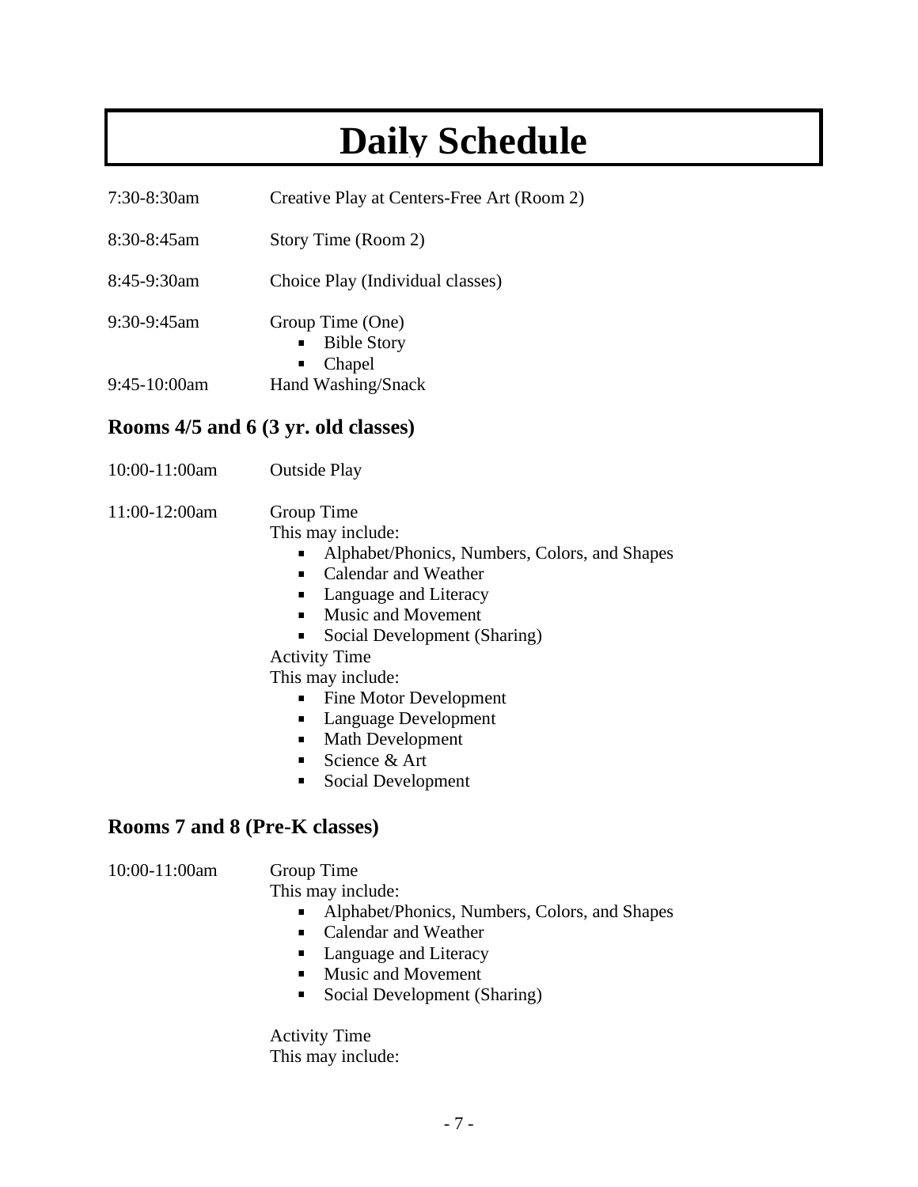# Daily Schedule

7:30-8:30am Creative Play at Centers-Free Art (Room 2)

8:30-8:45am Story Time (Room 2)

8:45-9:30am Choice Play (Individual classes)

9:30-9:45am Group Time (One)

- Bible Story
- Chapel

9:45-10:00am Hand Washing/Snack

## Rooms 4/5 and 6 (3 yr. old classes)

10:00-11:00am Outside Play

11:00-12:00am Group Time

This may include:

- Alphabet/Phonics, Numbers, Colors, and Shapes
- Calendar and Weather
- Language and Literacy
- Music and Movement
- Social Development (Sharing)

Activity Time

This may include:

- Fine Motor Development
- Language Development
- Math Development
- Science & Art
- Social Development

## Rooms 7 and 8 (Pre-K classes)

10:00-11:00am Group Time

This may include:

- Alphabet/Phonics, Numbers, Colors, and Shapes
- Calendar and Weather
- Language and Literacy
- Music and Movement
- Social Development (Sharing)

Activity Time

This may include: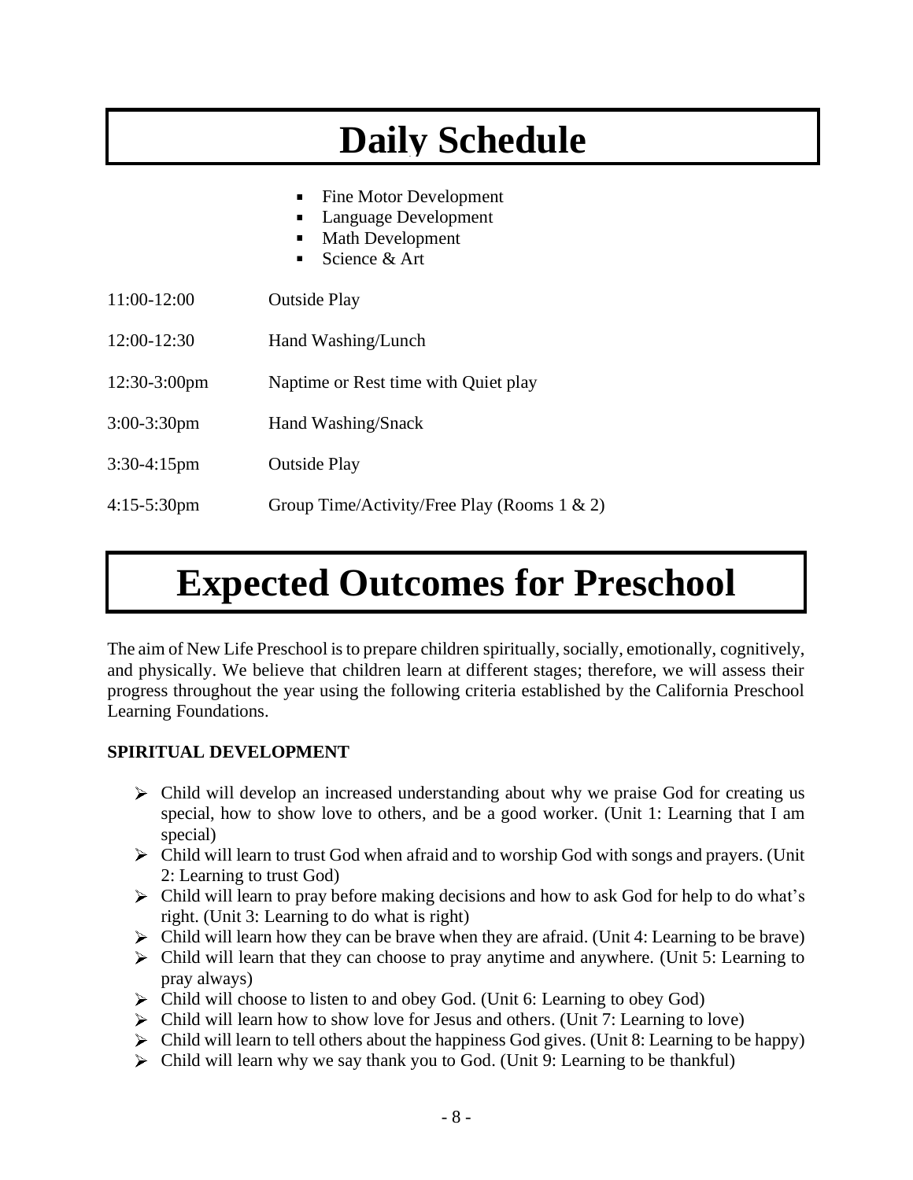# Daily Schedule

- Fine Motor Development
- Language Development
- Math Development
- Science & Art

| | |
|---|---|
| 11:00-12:00 | Outside Play |
| 12:00-12:30 | Hand Washing/Lunch |
| 12:30-3:00pm | Naptime or Rest time with Quiet play |
| 3:00-3:30pm | Hand Washing/Snack |
| 3:30-4:15pm | Outside Play |
| 4:15-5:30pm | Group Time/Activity/Free Play (Rooms 1 & 2) |

# Expected Outcomes for Preschool

The aim of New Life Preschool is to prepare children spiritually, socially, emotionally, cognitively, and physically. We believe that children learn at different stages; therefore, we will assess their progress throughout the year using the following criteria established by the California Preschool Learning Foundations.

**SPIRITUAL DEVELOPMENT**

- Child will develop an increased understanding about why we praise God for creating us special, how to show love to others, and be a good worker. (Unit 1: Learning that I am special)
- Child will learn to trust God when afraid and to worship God with songs and prayers. (Unit 2: Learning to trust God)
- Child will learn to pray before making decisions and how to ask God for help to do what's right. (Unit 3: Learning to do what is right)
- Child will learn how they can be brave when they are afraid. (Unit 4: Learning to be brave)
- Child will learn that they can choose to pray anytime and anywhere. (Unit 5: Learning to pray always)
- Child will choose to listen to and obey God. (Unit 6: Learning to obey God)
- Child will learn how to show love for Jesus and others. (Unit 7: Learning to love)
- Child will learn to tell others about the happiness God gives. (Unit 8: Learning to be happy)
- Child will learn why we say thank you to God. (Unit 9: Learning to be thankful)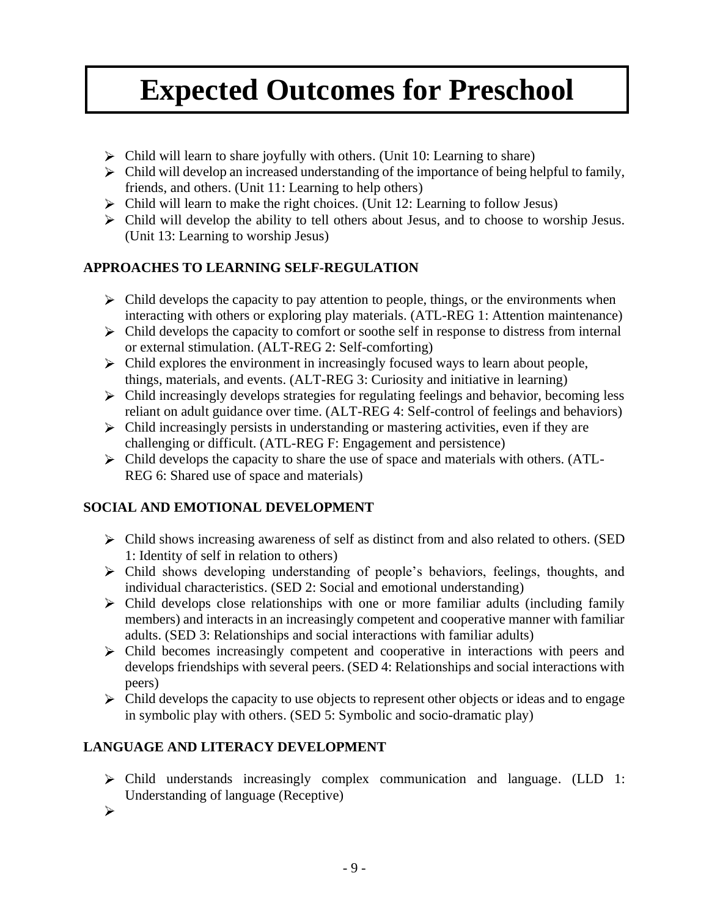# Expected Outcomes for Preschool

- Child will learn to share joyfully with others. (Unit 10: Learning to share)
- Child will develop an increased understanding of the importance of being helpful to family, friends, and others. (Unit 11: Learning to help others)
- Child will learn to make the right choices. (Unit 12: Learning to follow Jesus)
- Child will develop the ability to tell others about Jesus, and to choose to worship Jesus. (Unit 13: Learning to worship Jesus)

**APPROACHES TO LEARNING SELF-REGULATION**

- Child develops the capacity to pay attention to people, things, or the environments when interacting with others or exploring play materials. (ATL-REG 1: Attention maintenance)
- Child develops the capacity to comfort or soothe self in response to distress from internal or external stimulation. (ALT-REG 2: Self-comforting)
- Child explores the environment in increasingly focused ways to learn about people, things, materials, and events. (ALT-REG 3: Curiosity and initiative in learning)
- Child increasingly develops strategies for regulating feelings and behavior, becoming less reliant on adult guidance over time. (ALT-REG 4: Self-control of feelings and behaviors)
- Child increasingly persists in understanding or mastering activities, even if they are challenging or difficult. (ATL-REG F: Engagement and persistence)
- Child develops the capacity to share the use of space and materials with others. (ATL-REG 6: Shared use of space and materials)

**SOCIAL AND EMOTIONAL DEVELOPMENT**

- Child shows increasing awareness of self as distinct from and also related to others. (SED 1: Identity of self in relation to others)
- Child shows developing understanding of people's behaviors, feelings, thoughts, and individual characteristics. (SED 2: Social and emotional understanding)
- Child develops close relationships with one or more familiar adults (including family members) and interacts in an increasingly competent and cooperative manner with familiar adults. (SED 3: Relationships and social interactions with familiar adults)
- Child becomes increasingly competent and cooperative in interactions with peers and develops friendships with several peers. (SED 4: Relationships and social interactions with peers)
- Child develops the capacity to use objects to represent other objects or ideas and to engage in symbolic play with others. (SED 5: Symbolic and socio-dramatic play)

**LANGUAGE AND LITERACY DEVELOPMENT**

- Child understands increasingly complex communication and language. (LLD 1: Understanding of language (Receptive)
-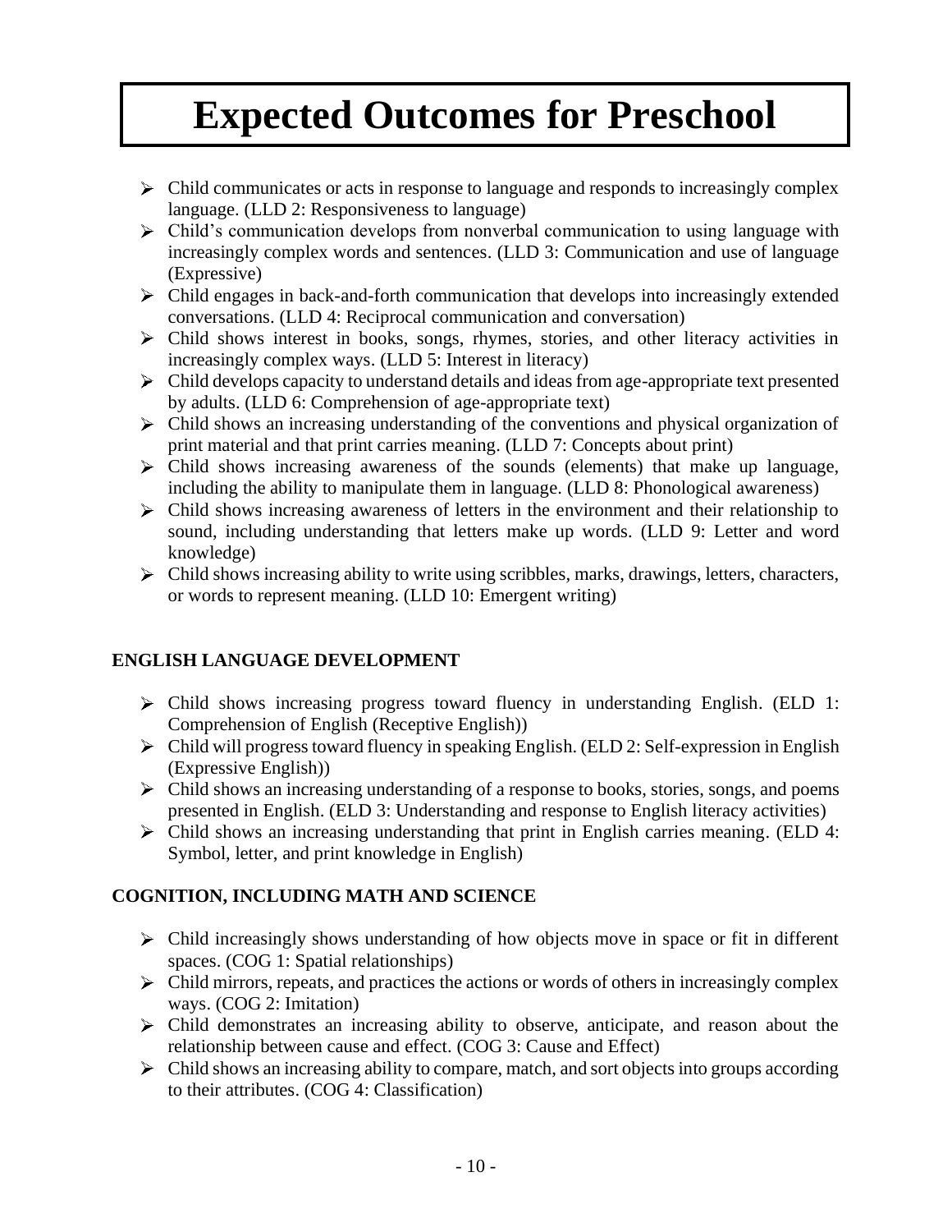# Expected Outcomes for Preschool

- Child communicates or acts in response to language and responds to increasingly complex language. (LLD 2: Responsiveness to language)
- Child's communication develops from nonverbal communication to using language with increasingly complex words and sentences. (LLD 3: Communication and use of language (Expressive)
- Child engages in back-and-forth communication that develops into increasingly extended conversations. (LLD 4: Reciprocal communication and conversation)
- Child shows interest in books, songs, rhymes, stories, and other literacy activities in increasingly complex ways. (LLD 5: Interest in literacy)
- Child develops capacity to understand details and ideas from age-appropriate text presented by adults. (LLD 6: Comprehension of age-appropriate text)
- Child shows an increasing understanding of the conventions and physical organization of print material and that print carries meaning. (LLD 7: Concepts about print)
- Child shows increasing awareness of the sounds (elements) that make up language, including the ability to manipulate them in language. (LLD 8: Phonological awareness)
- Child shows increasing awareness of letters in the environment and their relationship to sound, including understanding that letters make up words. (LLD 9: Letter and word knowledge)
- Child shows increasing ability to write using scribbles, marks, drawings, letters, characters, or words to represent meaning. (LLD 10: Emergent writing)

**ENGLISH LANGUAGE DEVELOPMENT**

- Child shows increasing progress toward fluency in understanding English. (ELD 1: Comprehension of English (Receptive English))
- Child will progress toward fluency in speaking English. (ELD 2: Self-expression in English (Expressive English))
- Child shows an increasing understanding of a response to books, stories, songs, and poems presented in English. (ELD 3: Understanding and response to English literacy activities)
- Child shows an increasing understanding that print in English carries meaning. (ELD 4: Symbol, letter, and print knowledge in English)

**COGNITION, INCLUDING MATH AND SCIENCE**

- Child increasingly shows understanding of how objects move in space or fit in different spaces. (COG 1: Spatial relationships)
- Child mirrors, repeats, and practices the actions or words of others in increasingly complex ways. (COG 2: Imitation)
- Child demonstrates an increasing ability to observe, anticipate, and reason about the relationship between cause and effect. (COG 3: Cause and Effect)
- Child shows an increasing ability to compare, match, and sort objects into groups according to their attributes. (COG 4: Classification)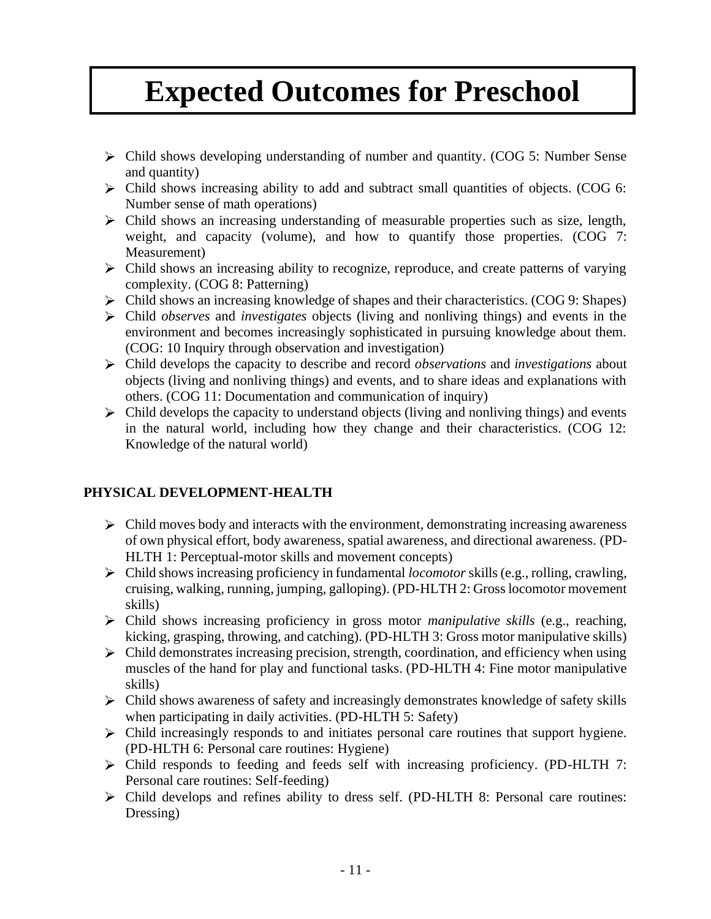# Expected Outcomes for Preschool

- Child shows developing understanding of number and quantity. (COG 5: Number Sense and quantity)
- Child shows increasing ability to add and subtract small quantities of objects. (COG 6: Number sense of math operations)
- Child shows an increasing understanding of measurable properties such as size, length, weight, and capacity (volume), and how to quantify those properties. (COG 7: Measurement)
- Child shows an increasing ability to recognize, reproduce, and create patterns of varying complexity. (COG 8: Patterning)
- Child shows an increasing knowledge of shapes and their characteristics. (COG 9: Shapes)
- Child *observes* and *investigates* objects (living and nonliving things) and events in the environment and becomes increasingly sophisticated in pursuing knowledge about them. (COG: 10 Inquiry through observation and investigation)
- Child develops the capacity to describe and record *observations* and *investigations* about objects (living and nonliving things) and events, and to share ideas and explanations with others. (COG 11: Documentation and communication of inquiry)
- Child develops the capacity to understand objects (living and nonliving things) and events in the natural world, including how they change and their characteristics. (COG 12: Knowledge of the natural world)

## PHYSICAL DEVELOPMENT-HEALTH

- Child moves body and interacts with the environment, demonstrating increasing awareness of own physical effort, body awareness, spatial awareness, and directional awareness. (PD-HLTH 1: Perceptual-motor skills and movement concepts)
- Child shows increasing proficiency in fundamental *locomotor* skills (e.g., rolling, crawling, cruising, walking, running, jumping, galloping). (PD-HLTH 2: Gross locomotor movement skills)
- Child shows increasing proficiency in gross motor *manipulative skills* (e.g., reaching, kicking, grasping, throwing, and catching). (PD-HLTH 3: Gross motor manipulative skills)
- Child demonstrates increasing precision, strength, coordination, and efficiency when using muscles of the hand for play and functional tasks. (PD-HLTH 4: Fine motor manipulative skills)
- Child shows awareness of safety and increasingly demonstrates knowledge of safety skills when participating in daily activities. (PD-HLTH 5: Safety)
- Child increasingly responds to and initiates personal care routines that support hygiene. (PD-HLTH 6: Personal care routines: Hygiene)
- Child responds to feeding and feeds self with increasing proficiency. (PD-HLTH 7: Personal care routines: Self-feeding)
- Child develops and refines ability to dress self. (PD-HLTH 8: Personal care routines: Dressing)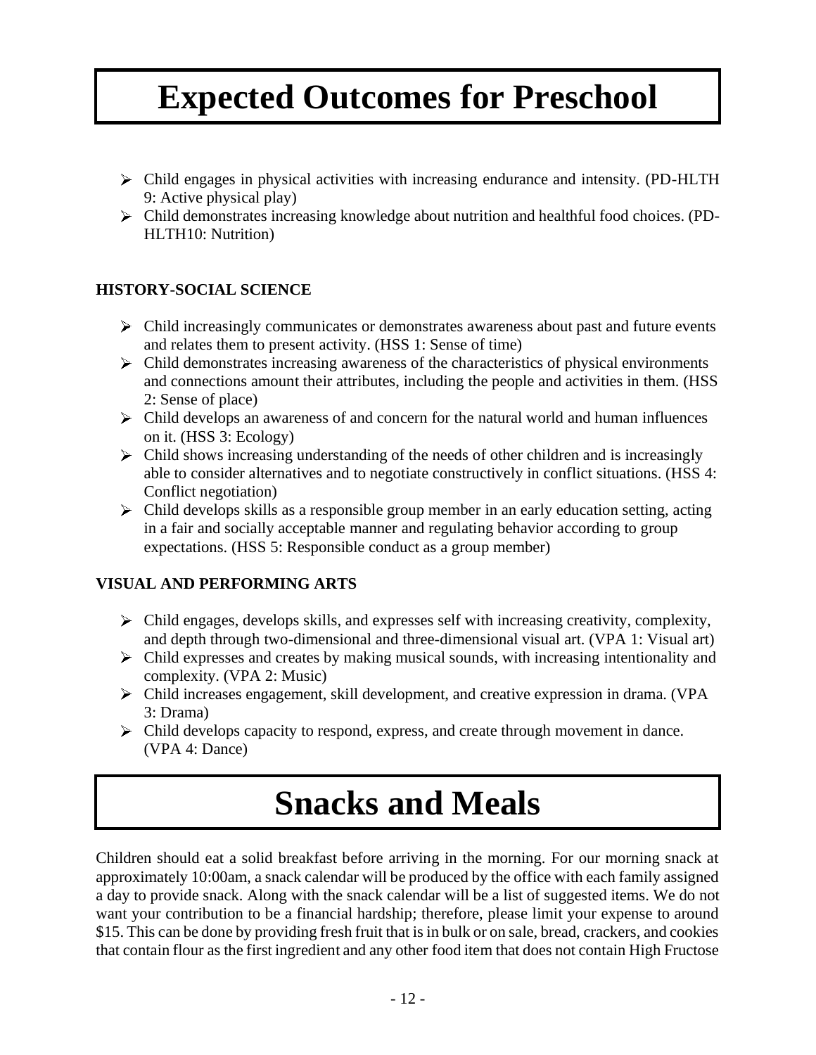# Expected Outcomes for Preschool

- Child engages in physical activities with increasing endurance and intensity. (PD-HLTH 9: Active physical play)
- Child demonstrates increasing knowledge about nutrition and healthful food choices. (PD-HLTH10: Nutrition)

**HISTORY-SOCIAL SCIENCE**

- Child increasingly communicates or demonstrates awareness about past and future events and relates them to present activity. (HSS 1: Sense of time)
- Child demonstrates increasing awareness of the characteristics of physical environments and connections amount their attributes, including the people and activities in them. (HSS 2: Sense of place)
- Child develops an awareness of and concern for the natural world and human influences on it. (HSS 3: Ecology)
- Child shows increasing understanding of the needs of other children and is increasingly able to consider alternatives and to negotiate constructively in conflict situations. (HSS 4: Conflict negotiation)
- Child develops skills as a responsible group member in an early education setting, acting in a fair and socially acceptable manner and regulating behavior according to group expectations. (HSS 5: Responsible conduct as a group member)

**VISUAL AND PERFORMING ARTS**

- Child engages, develops skills, and expresses self with increasing creativity, complexity, and depth through two-dimensional and three-dimensional visual art. (VPA 1: Visual art)
- Child expresses and creates by making musical sounds, with increasing intentionality and complexity. (VPA 2: Music)
- Child increases engagement, skill development, and creative expression in drama. (VPA 3: Drama)
- Child develops capacity to respond, express, and create through movement in dance. (VPA 4: Dance)

# Snacks and Meals

Children should eat a solid breakfast before arriving in the morning. For our morning snack at approximately 10:00am, a snack calendar will be produced by the office with each family assigned a day to provide snack. Along with the snack calendar will be a list of suggested items. We do not want your contribution to be a financial hardship; therefore, please limit your expense to around $15. This can be done by providing fresh fruit that is in bulk or on sale, bread, crackers, and cookies that contain flour as the first ingredient and any other food item that does not contain High Fructose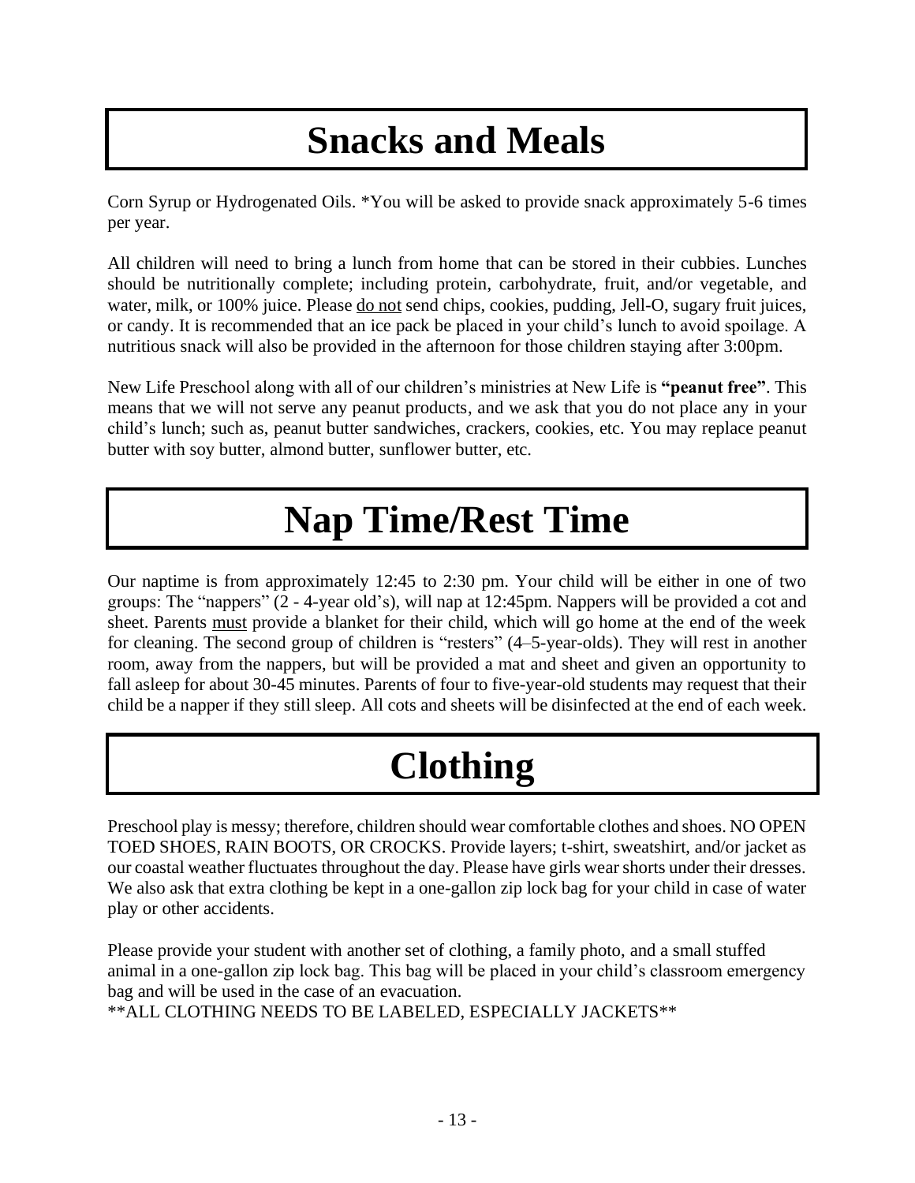# Snacks and Meals

Corn Syrup or Hydrogenated Oils. *You will be asked to provide snack approximately 5-6 times per year.

All children will need to bring a lunch from home that can be stored in their cubbies. Lunches should be nutritionally complete; including protein, carbohydrate, fruit, and/or vegetable, and water, milk, or 100% juice. Please <u>do not</u> send chips, cookies, pudding, Jell-O, sugary fruit juices, or candy. It is recommended that an ice pack be placed in your child's lunch to avoid spoilage. A nutritious snack will also be provided in the afternoon for those children staying after 3:00pm.

New Life Preschool along with all of our children's ministries at New Life is **"peanut free"**. This means that we will not serve any peanut products, and we ask that you do not place any in your child's lunch; such as, peanut butter sandwiches, crackers, cookies, etc. You may replace peanut butter with soy butter, almond butter, sunflower butter, etc.

# Nap Time/Rest Time

Our naptime is from approximately 12:45 to 2:30 pm. Your child will be either in one of two groups: The "nappers" (2 - 4-year old's), will nap at 12:45pm. Nappers will be provided a cot and sheet. Parents <u>must</u> provide a blanket for their child, which will go home at the end of the week for cleaning. The second group of children is "resters" (4–5-year-olds). They will rest in another room, away from the nappers, but will be provided a mat and sheet and given an opportunity to fall asleep for about 30-45 minutes. Parents of four to five-year-old students may request that their child be a napper if they still sleep. All cots and sheets will be disinfected at the end of each week.

# Clothing

Preschool play is messy; therefore, children should wear comfortable clothes and shoes. NO OPEN TOED SHOES, RAIN BOOTS, OR CROCKS. Provide layers; t-shirt, sweatshirt, and/or jacket as our coastal weather fluctuates throughout the day. Please have girls wear shorts under their dresses. We also ask that extra clothing be kept in a one-gallon zip lock bag for your child in case of water play or other accidents.

Please provide your student with another set of clothing, a family photo, and a small stuffed animal in a one-gallon zip lock bag. This bag will be placed in your child's classroom emergency bag and will be used in the case of an evacuation.
**ALL CLOTHING NEEDS TO BE LABELED, ESPECIALLY JACKETS**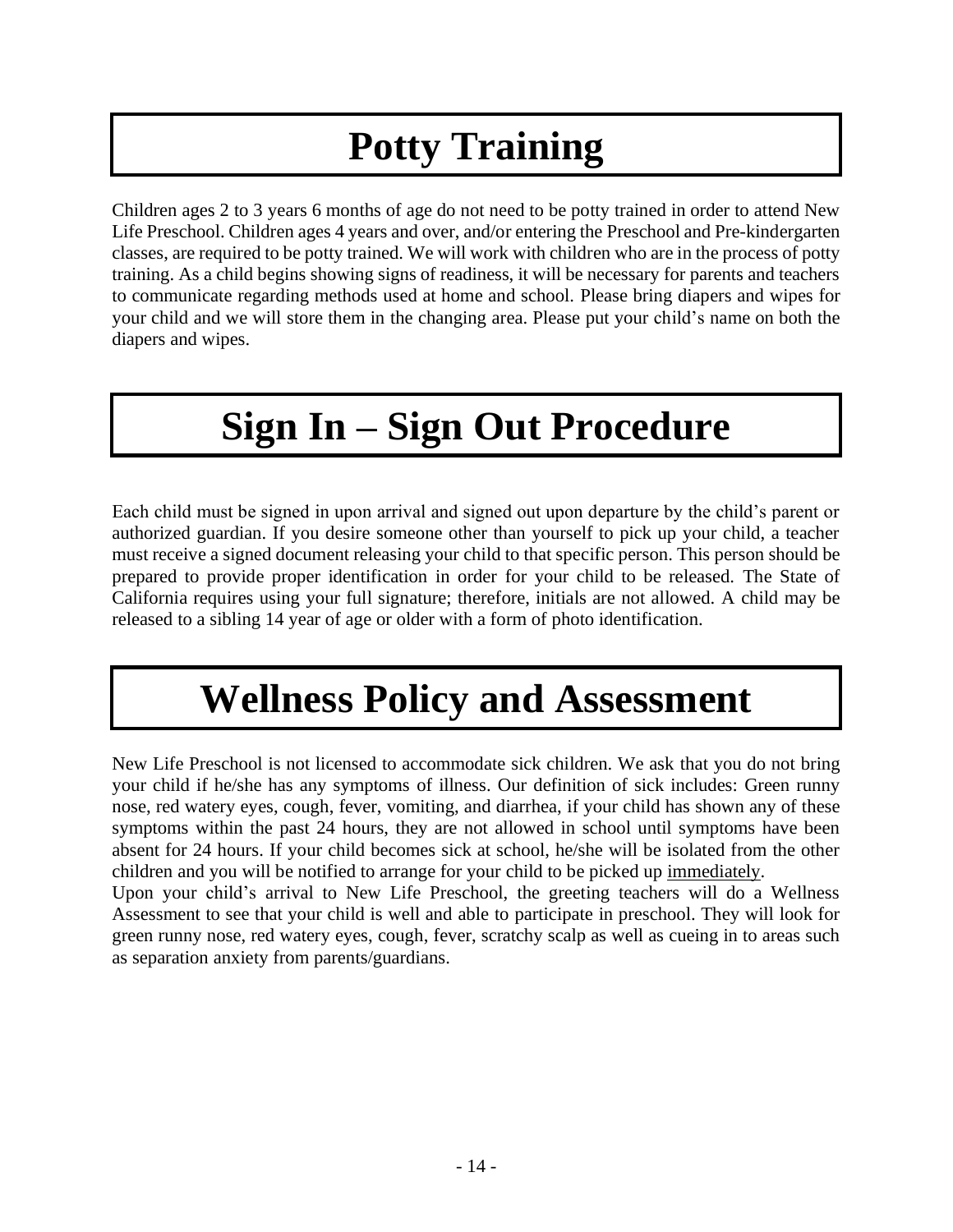# Potty Training

Children ages 2 to 3 years 6 months of age do not need to be potty trained in order to attend New Life Preschool. Children ages 4 years and over, and/or entering the Preschool and Pre-kindergarten classes, are required to be potty trained. We will work with children who are in the process of potty training. As a child begins showing signs of readiness, it will be necessary for parents and teachers to communicate regarding methods used at home and school. Please bring diapers and wipes for your child and we will store them in the changing area. Please put your child's name on both the diapers and wipes.

# Sign In – Sign Out Procedure

Each child must be signed in upon arrival and signed out upon departure by the child's parent or authorized guardian. If you desire someone other than yourself to pick up your child, a teacher must receive a signed document releasing your child to that specific person. This person should be prepared to provide proper identification in order for your child to be released. The State of California requires using your full signature; therefore, initials are not allowed. A child may be released to a sibling 14 year of age or older with a form of photo identification.

# Wellness Policy and Assessment

New Life Preschool is not licensed to accommodate sick children. We ask that you do not bring your child if he/she has any symptoms of illness. Our definition of sick includes: Green runny nose, red watery eyes, cough, fever, vomiting, and diarrhea, if your child has shown any of these symptoms within the past 24 hours, they are not allowed in school until symptoms have been absent for 24 hours. If your child becomes sick at school, he/she will be isolated from the other children and you will be notified to arrange for your child to be picked up immediately.

Upon your child's arrival to New Life Preschool, the greeting teachers will do a Wellness Assessment to see that your child is well and able to participate in preschool. They will look for green runny nose, red watery eyes, cough, fever, scratchy scalp as well as cueing in to areas such as separation anxiety from parents/guardians.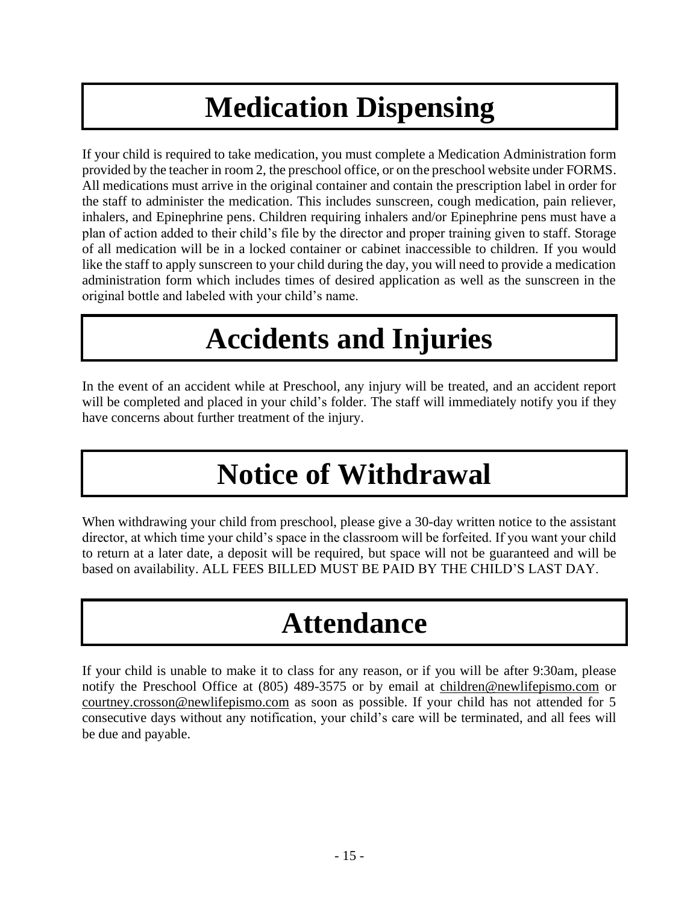# Medication Dispensing

If your child is required to take medication, you must complete a Medication Administration form provided by the teacher in room 2, the preschool office, or on the preschool website under FORMS. All medications must arrive in the original container and contain the prescription label in order for the staff to administer the medication. This includes sunscreen, cough medication, pain reliever, inhalers, and Epinephrine pens. Children requiring inhalers and/or Epinephrine pens must have a plan of action added to their child's file by the director and proper training given to staff. Storage of all medication will be in a locked container or cabinet inaccessible to children. If you would like the staff to apply sunscreen to your child during the day, you will need to provide a medication administration form which includes times of desired application as well as the sunscreen in the original bottle and labeled with your child's name.

# Accidents and Injuries

In the event of an accident while at Preschool, any injury will be treated, and an accident report will be completed and placed in your child's folder. The staff will immediately notify you if they have concerns about further treatment of the injury.

# Notice of Withdrawal

When withdrawing your child from preschool, please give a 30-day written notice to the assistant director, at which time your child's space in the classroom will be forfeited. If you want your child to return at a later date, a deposit will be required, but space will not be guaranteed and will be based on availability. ALL FEES BILLED MUST BE PAID BY THE CHILD'S LAST DAY.

# Attendance

If your child is unable to make it to class for any reason, or if you will be after 9:30am, please notify the Preschool Office at (805) 489-3575 or by email at children@newlifepismo.com or courtney.crosson@newlifepismo.com as soon as possible. If your child has not attended for 5 consecutive days without any notification, your child's care will be terminated, and all fees will be due and payable.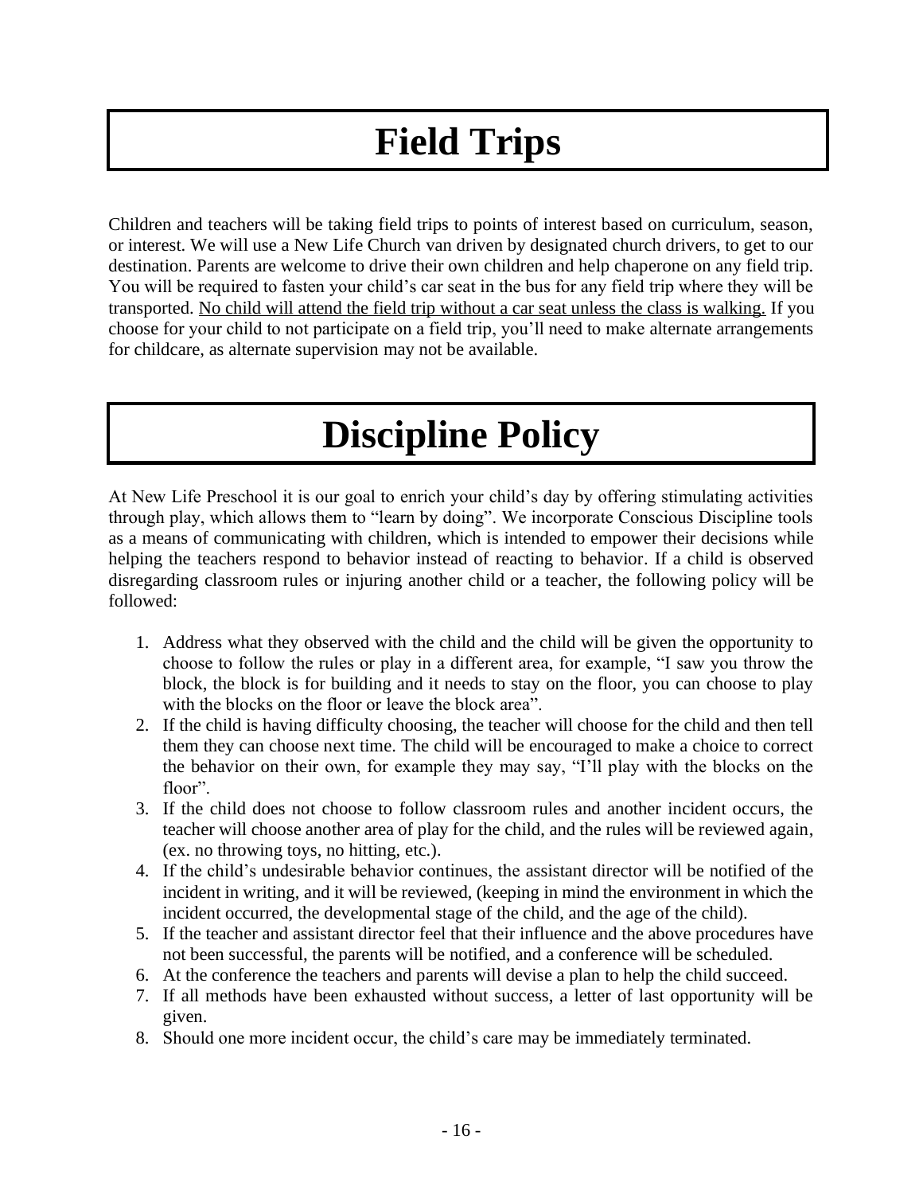# Field Trips

Children and teachers will be taking field trips to points of interest based on curriculum, season, or interest. We will use a New Life Church van driven by designated church drivers, to get to our destination. Parents are welcome to drive their own children and help chaperone on any field trip. You will be required to fasten your child's car seat in the bus for any field trip where they will be transported. <u>No child will attend the field trip without a car seat unless the class is walking.</u> If you choose for your child to not participate on a field trip, you'll need to make alternate arrangements for childcare, as alternate supervision may not be available.

# Discipline Policy

At New Life Preschool it is our goal to enrich your child's day by offering stimulating activities through play, which allows them to "learn by doing". We incorporate Conscious Discipline tools as a means of communicating with children, which is intended to empower their decisions while helping the teachers respond to behavior instead of reacting to behavior. If a child is observed disregarding classroom rules or injuring another child or a teacher, the following policy will be followed:

1. Address what they observed with the child and the child will be given the opportunity to choose to follow the rules or play in a different area, for example, "I saw you throw the block, the block is for building and it needs to stay on the floor, you can choose to play with the blocks on the floor or leave the block area".
2. If the child is having difficulty choosing, the teacher will choose for the child and then tell them they can choose next time. The child will be encouraged to make a choice to correct the behavior on their own, for example they may say, "I'll play with the blocks on the floor".
3. If the child does not choose to follow classroom rules and another incident occurs, the teacher will choose another area of play for the child, and the rules will be reviewed again, (ex. no throwing toys, no hitting, etc.).
4. If the child's undesirable behavior continues, the assistant director will be notified of the incident in writing, and it will be reviewed, (keeping in mind the environment in which the incident occurred, the developmental stage of the child, and the age of the child).
5. If the teacher and assistant director feel that their influence and the above procedures have not been successful, the parents will be notified, and a conference will be scheduled.
6. At the conference the teachers and parents will devise a plan to help the child succeed.
7. If all methods have been exhausted without success, a letter of last opportunity will be given.
8. Should one more incident occur, the child's care may be immediately terminated.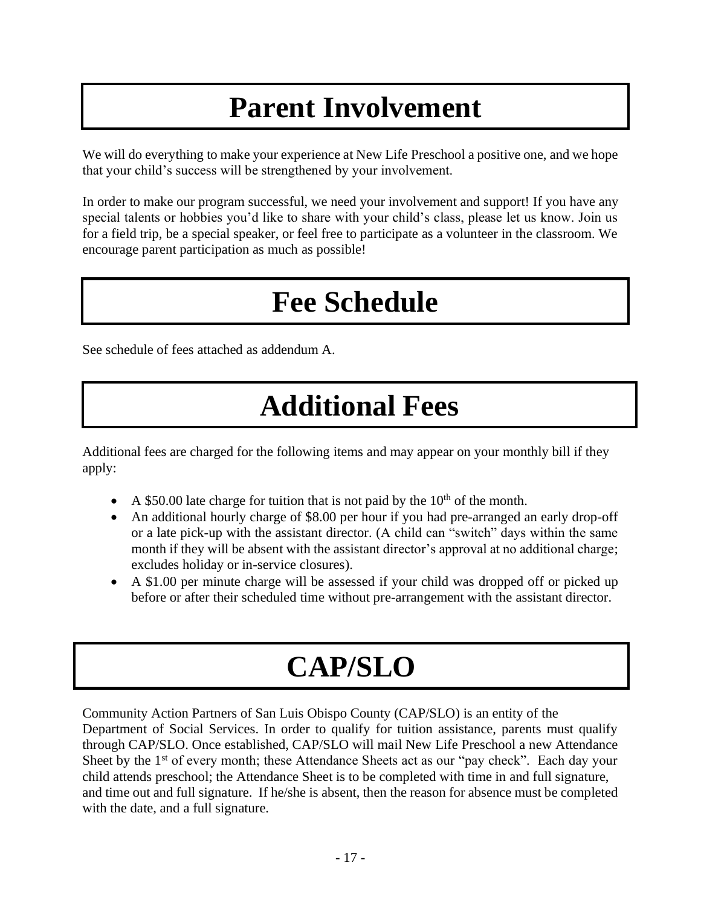# Parent Involvement

We will do everything to make your experience at New Life Preschool a positive one, and we hope that your child's success will be strengthened by your involvement.

In order to make our program successful, we need your involvement and support! If you have any special talents or hobbies you'd like to share with your child's class, please let us know. Join us for a field trip, be a special speaker, or feel free to participate as a volunteer in the classroom. We encourage parent participation as much as possible!

# Fee Schedule

See schedule of fees attached as addendum A.

# Additional Fees

Additional fees are charged for the following items and may appear on your monthly bill if they apply:

- A $50.00 late charge for tuition that is not paid by the 10th of the month.
- An additional hourly charge of $8.00 per hour if you had pre-arranged an early drop-off or a late pick-up with the assistant director. (A child can "switch" days within the same month if they will be absent with the assistant director's approval at no additional charge; excludes holiday or in-service closures).
- A $1.00 per minute charge will be assessed if your child was dropped off or picked up before or after their scheduled time without pre-arrangement with the assistant director.

# CAP/SLO

Community Action Partners of San Luis Obispo County (CAP/SLO) is an entity of the Department of Social Services. In order to qualify for tuition assistance, parents must qualify through CAP/SLO. Once established, CAP/SLO will mail New Life Preschool a new Attendance Sheet by the 1st of every month; these Attendance Sheets act as our "pay check". Each day your child attends preschool; the Attendance Sheet is to be completed with time in and full signature, and time out and full signature. If he/she is absent, then the reason for absence must be completed with the date, and a full signature.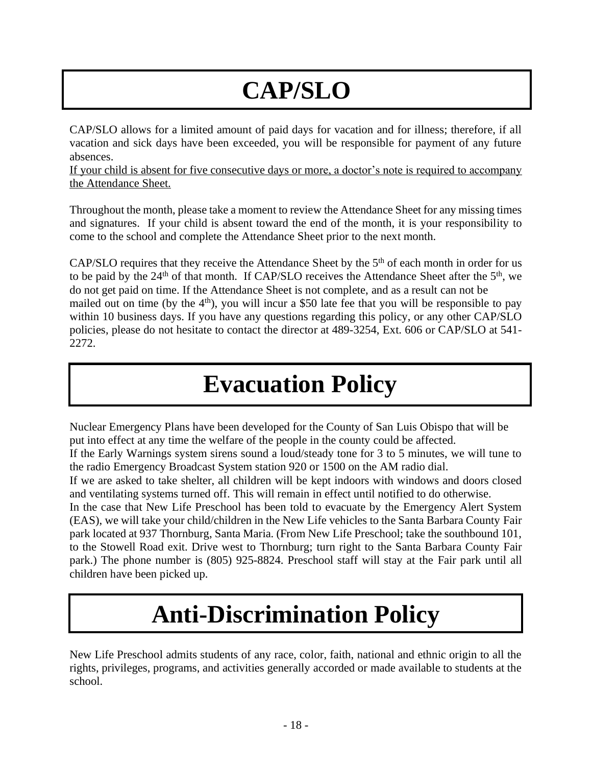# CAP/SLO

CAP/SLO allows for a limited amount of paid days for vacation and for illness; therefore, if all vacation and sick days have been exceeded, you will be responsible for payment of any future absences.

If your child is absent for five consecutive days or more, a doctor's note is required to accompany the Attendance Sheet.

Throughout the month, please take a moment to review the Attendance Sheet for any missing times and signatures. If your child is absent toward the end of the month, it is your responsibility to come to the school and complete the Attendance Sheet prior to the next month.

CAP/SLO requires that they receive the Attendance Sheet by the 5th of each month in order for us to be paid by the 24th of that month. If CAP/SLO receives the Attendance Sheet after the 5th, we do not get paid on time. If the Attendance Sheet is not complete, and as a result can not be mailed out on time (by the 4th), you will incur a $50 late fee that you will be responsible to pay within 10 business days. If you have any questions regarding this policy, or any other CAP/SLO policies, please do not hesitate to contact the director at 489-3254, Ext. 606 or CAP/SLO at 541-2272.

# Evacuation Policy

Nuclear Emergency Plans have been developed for the County of San Luis Obispo that will be put into effect at any time the welfare of the people in the county could be affected.

If the Early Warnings system sirens sound a loud/steady tone for 3 to 5 minutes, we will tune to the radio Emergency Broadcast System station 920 or 1500 on the AM radio dial.

If we are asked to take shelter, all children will be kept indoors with windows and doors closed and ventilating systems turned off. This will remain in effect until notified to do otherwise.

In the case that New Life Preschool has been told to evacuate by the Emergency Alert System (EAS), we will take your child/children in the New Life vehicles to the Santa Barbara County Fair park located at 937 Thornburg, Santa Maria. (From New Life Preschool; take the southbound 101, to the Stowell Road exit. Drive west to Thornburg; turn right to the Santa Barbara County Fair park.) The phone number is (805) 925-8824. Preschool staff will stay at the Fair park until all children have been picked up.

# Anti-Discrimination Policy

New Life Preschool admits students of any race, color, faith, national and ethnic origin to all the rights, privileges, programs, and activities generally accorded or made available to students at the school.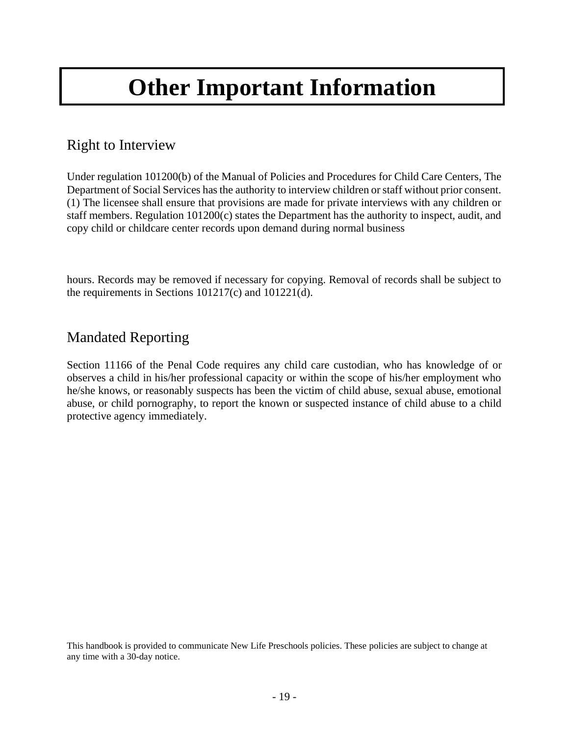# Other Important Information

## Right to Interview

Under regulation 101200(b) of the Manual of Policies and Procedures for Child Care Centers, The Department of Social Services has the authority to interview children or staff without prior consent. (1) The licensee shall ensure that provisions are made for private interviews with any children or staff members. Regulation 101200(c) states the Department has the authority to inspect, audit, and copy child or childcare center records upon demand during normal business

hours. Records may be removed if necessary for copying. Removal of records shall be subject to the requirements in Sections 101217(c) and 101221(d).

## Mandated Reporting

Section 11166 of the Penal Code requires any child care custodian, who has knowledge of or observes a child in his/her professional capacity or within the scope of his/her employment who he/she knows, or reasonably suspects has been the victim of child abuse, sexual abuse, emotional abuse, or child pornography, to report the known or suspected instance of child abuse to a child protective agency immediately.

This handbook is provided to communicate New Life Preschools policies. These policies are subject to change at any time with a 30-day notice.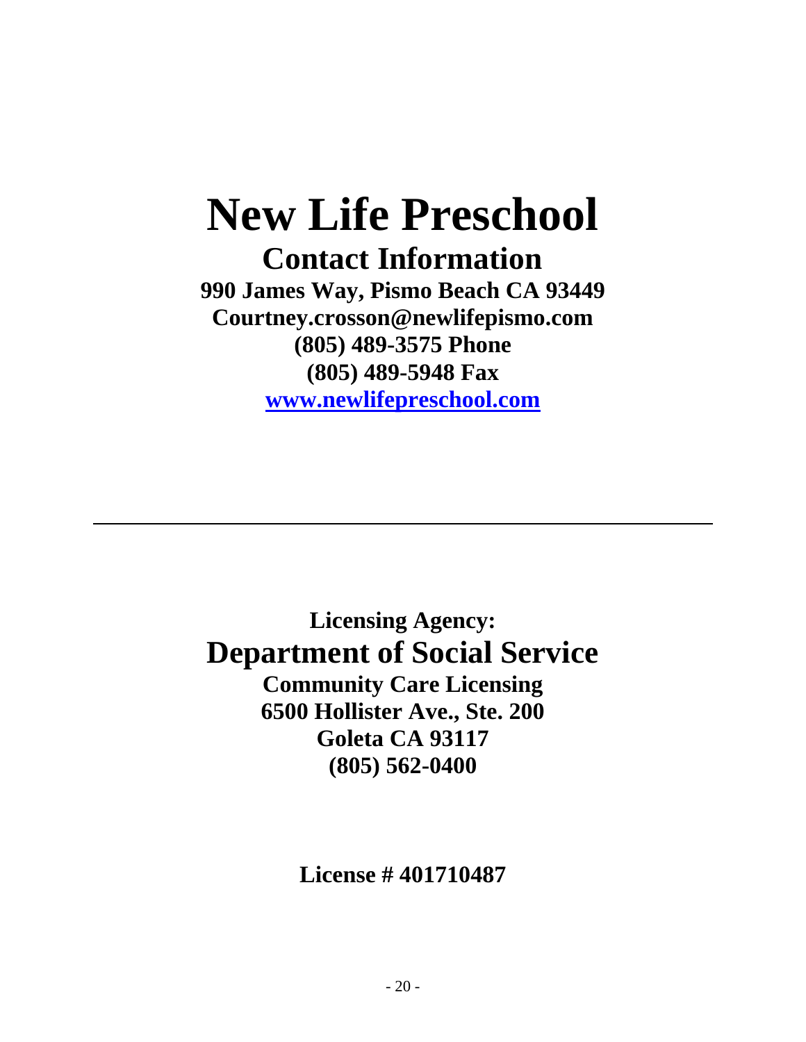# New Life Preschool

## Contact Information

**990 James Way, Pismo Beach CA 93449**
**Courtney.crosson@newlifepismo.com**
**(805) 489-3575 Phone**
**(805) 489-5948 Fax**
**[www.newlifepreschool.com](http://www.newlifepreschool.com)**

---

**Licensing Agency:**

## Department of Social Service

**Community Care Licensing**
**6500 Hollister Ave., Ste. 200**
**Goleta CA 93117**
**(805) 562-0400**

**License # 401710487**